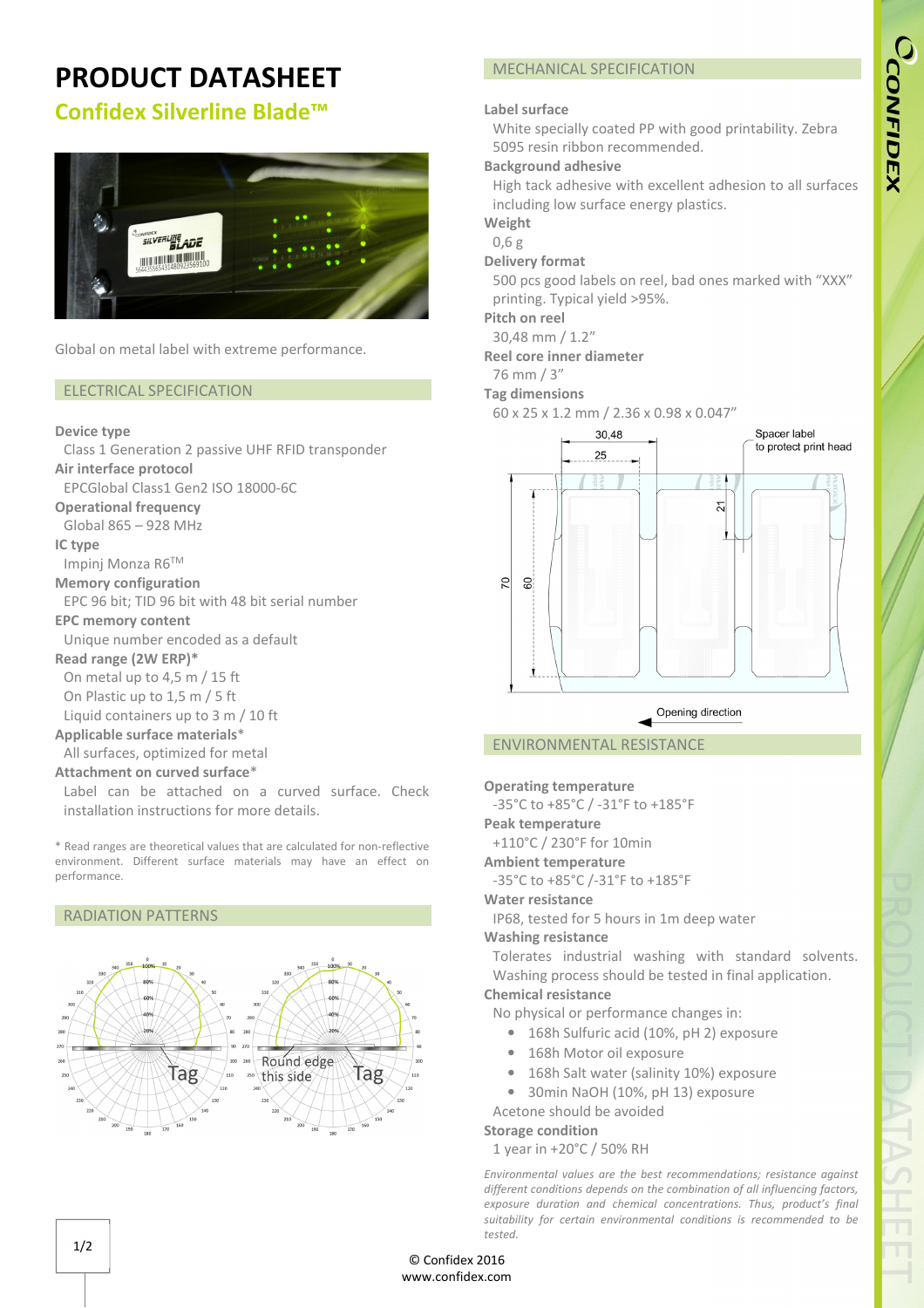# PRODUCT DATASHEET

## Confidex Silverline Blade™

Global on metal label with extreme performance.

## ELECTRICAL SPECIFICATION

**Device type**
Class 1 Generation 2 passive UHF RFID transponder

**Air interface protocol**
EPCGlobal Class1 Gen2 ISO 18000-6C

**Operational frequency**
Global 865 – 928 MHz

**IC type**
Impinj Monza R6™

**Memory configuration**
EPC 96 bit; TID 96 bit with 48 bit serial number

**EPC memory content**
Unique number encoded as a default

**Read range (2W ERP)***
On metal up to 4,5 m / 15 ft
On Plastic up to 1,5 m / 5 ft
Liquid containers up to 3 m / 10 ft

**Applicable surface materials***
All surfaces, optimized for metal

**Attachment on curved surface***
Label can be attached on a curved surface. Check installation instructions for more details.

\* Read ranges are theoretical values that are calculated for non-reflective environment. Different surface materials may have an effect on performance.

## RADIATION PATTERNS

Tag

Round edge this side — Tag

## MECHANICAL SPECIFICATION

**Label surface**
White specially coated PP with good printability. Zebra 5095 resin ribbon recommended.

**Background adhesive**
High tack adhesive with excellent adhesion to all surfaces including low surface energy plastics.

**Weight**
0,6 g

**Delivery format**
500 pcs good labels on reel, bad ones marked with "XXX" printing. Typical yield >95%.

**Pitch on reel**
30,48 mm / 1.2"

**Reel core inner diameter**
76 mm / 3"

**Tag dimensions**
60 x 25 x 1.2 mm / 2.36 x 0.98 x 0.047"

30,48 — 25 — Spacer label to protect print head — 21 — 70 — 60 — Opening direction

## ENVIRONMENTAL RESISTANCE

**Operating temperature**
-35°C to +85°C / -31°F to +185°F

**Peak temperature**
+110°C / 230°F for 10min

**Ambient temperature**
-35°C to +85°C /-31°F to +185°F

**Water resistance**
IP68, tested for 5 hours in 1m deep water

**Washing resistance**
Tolerates industrial washing with standard solvents. Washing process should be tested in final application.

**Chemical resistance**
No physical or performance changes in:

- 168h Sulfuric acid (10%, pH 2) exposure
- 168h Motor oil exposure
- 168h Salt water (salinity 10%) exposure
- 30min NaOH (10%, pH 13) exposure

Acetone should be avoided

**Storage condition**
1 year in +20°C / 50% RH

*Environmental values are the best recommendations; resistance against different conditions depends on the combination of all influencing factors, exposure duration and chemical concentrations. Thus, product's final suitability for certain environmental conditions is recommended to be tested.*

© Confidex 2016
www.confidex.com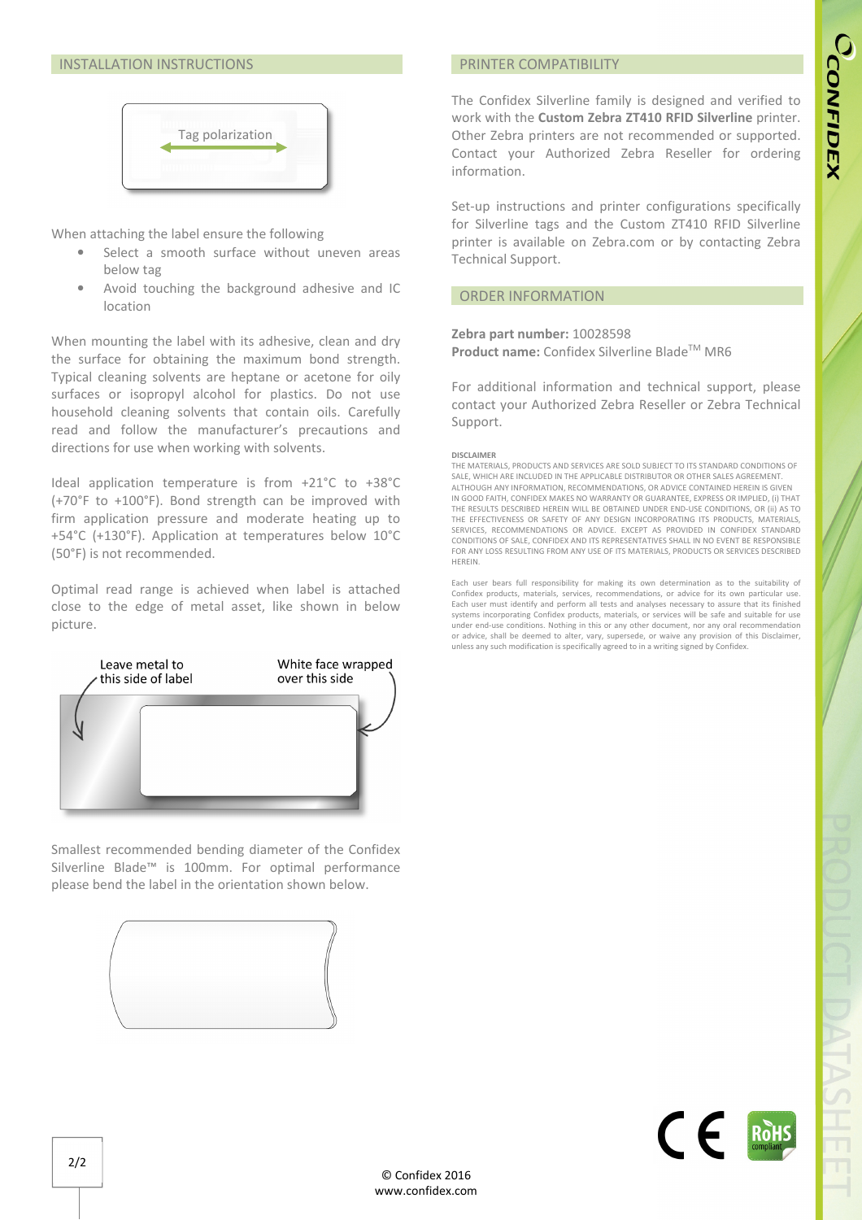## INSTALLATION INSTRUCTIONS

Tag polarization

When attaching the label ensure the following

- Select a smooth surface without uneven areas below tag
- Avoid touching the background adhesive and IC location

When mounting the label with its adhesive, clean and dry the surface for obtaining the maximum bond strength. Typical cleaning solvents are heptane or acetone for oily surfaces or isopropyl alcohol for plastics. Do not use household cleaning solvents that contain oils. Carefully read and follow the manufacturer's precautions and directions for use when working with solvents.

Ideal application temperature is from +21°C to +38°C (+70°F to +100°F). Bond strength can be improved with firm application pressure and moderate heating up to +54°C (+130°F). Application at temperatures below 10°C (50°F) is not recommended.

Optimal read range is achieved when label is attached close to the edge of metal asset, like shown in below picture.

Leave metal to this side of label

White face wrapped over this side

Smallest recommended bending diameter of the Confidex Silverline Blade™ is 100mm. For optimal performance please bend the label in the orientation shown below.

## PRINTER COMPATIBILITY

The Confidex Silverline family is designed and verified to work with the **Custom Zebra ZT410 RFID Silverline** printer. Other Zebra printers are not recommended or supported. Contact your Authorized Zebra Reseller for ordering information.

Set-up instructions and printer configurations specifically for Silverline tags and the Custom ZT410 RFID Silverline printer is available on Zebra.com or by contacting Zebra Technical Support.

## ORDER INFORMATION

**Zebra part number:** 10028598
**Product name:** Confidex Silverline Blade™ MR6

For additional information and technical support, please contact your Authorized Zebra Reseller or Zebra Technical Support.

**DISCLAIMER**

THE MATERIALS, PRODUCTS AND SERVICES ARE SOLD SUBJECT TO ITS STANDARD CONDITIONS OF SALE, WHICH ARE INCLUDED IN THE APPLICABLE DISTRIBUTOR OR OTHER SALES AGREEMENT. ALTHOUGH ANY INFORMATION, RECOMMENDATIONS, OR ADVICE CONTAINED HEREIN IS GIVEN IN GOOD FAITH, CONFIDEX MAKES NO WARRANTY OR GUARANTEE, EXPRESS OR IMPLIED, (i) THAT THE RESULTS DESCRIBED HEREIN WILL BE OBTAINED UNDER END-USE CONDITIONS, OR (ii) AS TO THE EFFECTIVENESS OR SAFETY OF ANY DESIGN INCORPORATING ITS PRODUCTS, MATERIALS, SERVICES, RECOMMENDATIONS OR ADVICE. EXCEPT AS PROVIDED IN CONFIDEX STANDARD CONDITIONS OF SALE, CONFIDEX AND ITS REPRESENTATIVES SHALL IN NO EVENT BE RESPONSIBLE FOR ANY LOSS RESULTING FROM ANY USE OF ITS MATERIALS, PRODUCTS OR SERVICES DESCRIBED HEREIN.

Each user bears full responsibility for making its own determination as to the suitability of Confidex products, materials, services, recommendations, or advice for its own particular use. Each user must identify and perform all tests and analyses necessary to assure that its finished systems incorporating Confidex products, materials, or services will be safe and suitable for use under end-use conditions. Nothing in this or any other document, nor any oral recommendation or advice, shall be deemed to alter, vary, supersede, or waive any provision of this Disclaimer, unless any such modification is specifically agreed to in a writing signed by Confidex.

© Confidex 2016
www.confidex.com